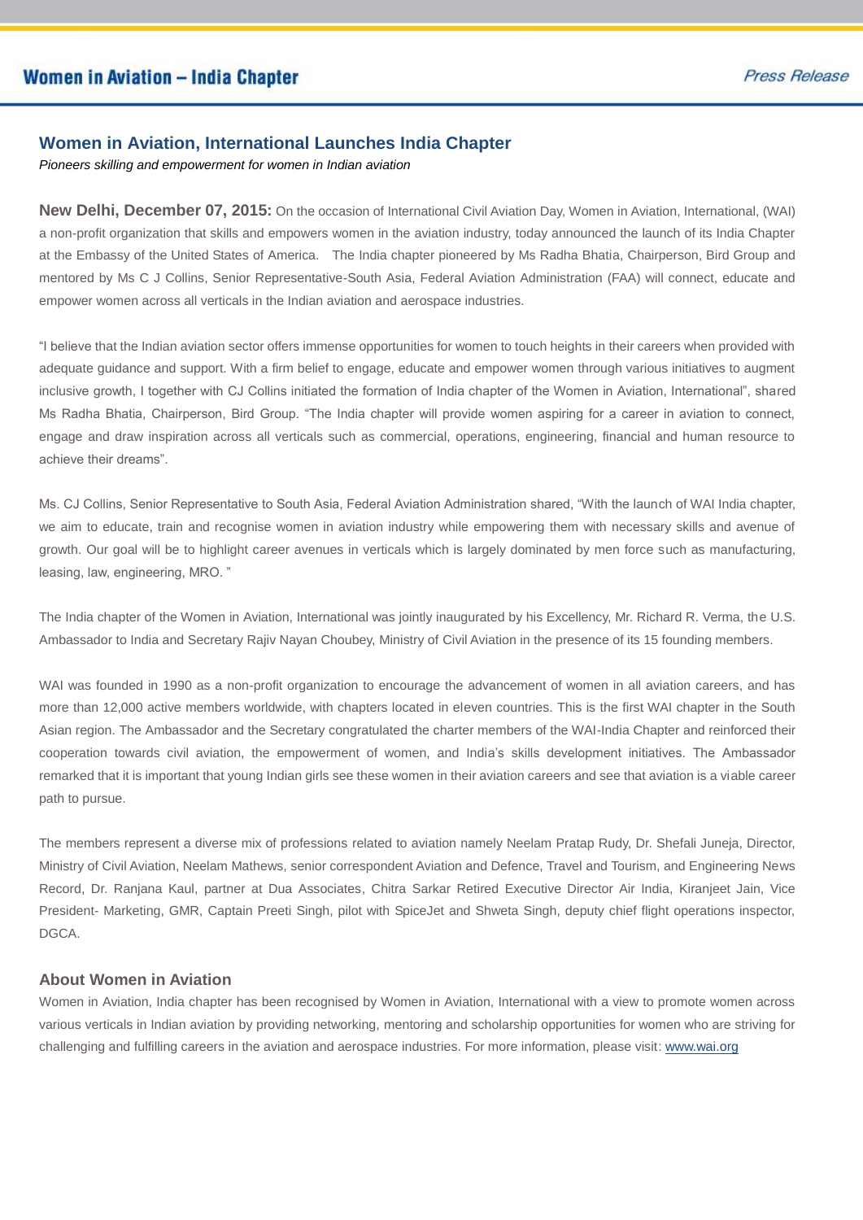# Women in Aviation, International Launches India Chapter

*Pioneers skilling and empowerment for women in Indian aviation*

**New Delhi, December 07, 2015:** On the occasion of International Civil Aviation Day, Women in Aviation, International, (WAI) a non-profit organization that skills and empowers women in the aviation industry, today announced the launch of its India Chapter at the Embassy of the United States of America. The India chapter pioneered by Ms Radha Bhatia, Chairperson, Bird Group and mentored by Ms C J Collins, Senior Representative-South Asia, Federal Aviation Administration (FAA) will connect, educate and empower women across all verticals in the Indian aviation and aerospace industries.

"I believe that the Indian aviation sector offers immense opportunities for women to touch heights in their careers when provided with adequate guidance and support. With a firm belief to engage, educate and empower women through various initiatives to augment inclusive growth, I together with CJ Collins initiated the formation of India chapter of the Women in Aviation, International", shared Ms Radha Bhatia, Chairperson, Bird Group. "The India chapter will provide women aspiring for a career in aviation to connect, engage and draw inspiration across all verticals such as commercial, operations, engineering, financial and human resource to achieve their dreams".

Ms. CJ Collins, Senior Representative to South Asia, Federal Aviation Administration shared, "With the launch of WAI India chapter, we aim to educate, train and recognise women in aviation industry while empowering them with necessary skills and avenue of growth. Our goal will be to highlight career avenues in verticals which is largely dominated by men force such as manufacturing, leasing, law, engineering, MRO. "

The India chapter of the Women in Aviation, International was jointly inaugurated by his Excellency, Mr. Richard R. Verma, the U.S. Ambassador to India and Secretary Rajiv Nayan Choubey, Ministry of Civil Aviation in the presence of its 15 founding members.

WAI was founded in 1990 as a non-profit organization to encourage the advancement of women in all aviation careers, and has more than 12,000 active members worldwide, with chapters located in eleven countries. This is the first WAI chapter in the South Asian region. The Ambassador and the Secretary congratulated the charter members of the WAI-India Chapter and reinforced their cooperation towards civil aviation, the empowerment of women, and India's skills development initiatives. The Ambassador remarked that it is important that young Indian girls see these women in their aviation careers and see that aviation is a viable career path to pursue.

The members represent a diverse mix of professions related to aviation namely Neelam Pratap Rudy, Dr. Shefali Juneja, Director, Ministry of Civil Aviation, Neelam Mathews, senior correspondent Aviation and Defence, Travel and Tourism, and Engineering News Record, Dr. Ranjana Kaul, partner at Dua Associates, Chitra Sarkar Retired Executive Director Air India, Kiranjeet Jain, Vice President- Marketing, GMR, Captain Preeti Singh, pilot with SpiceJet and Shweta Singh, deputy chief flight operations inspector, DGCA.

## About Women in Aviation

Women in Aviation, India chapter has been recognised by Women in Aviation, International with a view to promote women across various verticals in Indian aviation by providing networking, mentoring and scholarship opportunities for women who are striving for challenging and fulfilling careers in the aviation and aerospace industries. For more information, please visit: www.wai.org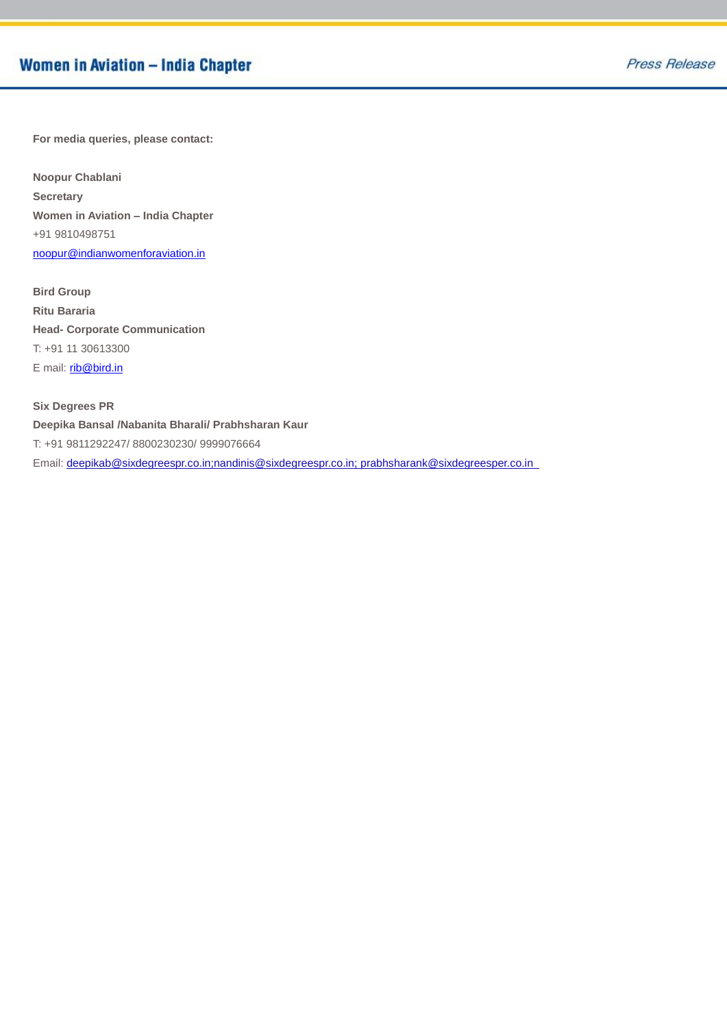**For media queries, please contact:**

**Noopur Chablani**
**Secretary**
**Women in Aviation – India Chapter**
+91 9810498751
noopur@indianwomenforaviation.in

**Bird Group**
**Ritu Bararia**
**Head- Corporate Communication**
T: +91 11 30613300
E mail: rib@bird.in

**Six Degrees PR**
**Deepika Bansal /Nabanita Bharali/ Prabhsharan Kaur**
T: +91 9811292247/ 8800230230/ 9999076664
Email: deepikab@sixdegreespr.co.in;nandinis@sixdegreespr.co.in; prabhsharank@sixdegreesper.co.in